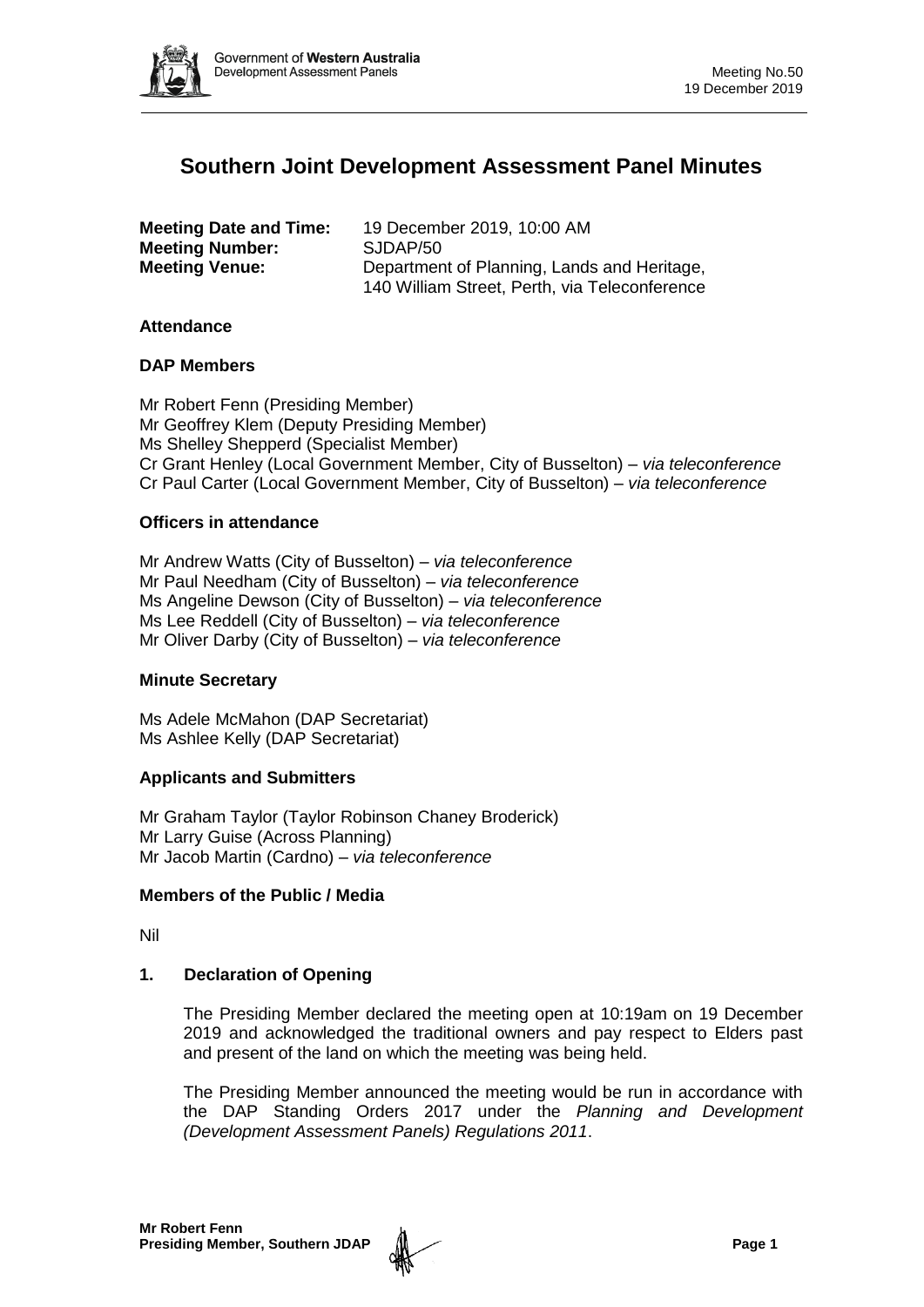# Southern Joint Development Assessment Panel Minutes

**Meeting Date and Time:** 19 December 2019, 10:00 AM
**Meeting Number:** SJDAP/50
**Meeting Venue:** Department of Planning, Lands and Heritage, 140 William Street, Perth, via Teleconference

## Attendance

### DAP Members

Mr Robert Fenn (Presiding Member)
Mr Geoffrey Klem (Deputy Presiding Member)
Ms Shelley Shepperd (Specialist Member)
Cr Grant Henley (Local Government Member, City of Busselton) – *via teleconference*
Cr Paul Carter (Local Government Member, City of Busselton) – *via teleconference*

### Officers in attendance

Mr Andrew Watts (City of Busselton) – *via teleconference*
Mr Paul Needham (City of Busselton) – *via teleconference*
Ms Angeline Dewson (City of Busselton) – *via teleconference*
Ms Lee Reddell (City of Busselton) – *via teleconference*
Mr Oliver Darby (City of Busselton) – *via teleconference*

### Minute Secretary

Ms Adele McMahon (DAP Secretariat)
Ms Ashlee Kelly (DAP Secretariat)

### Applicants and Submitters

Mr Graham Taylor (Taylor Robinson Chaney Broderick)
Mr Larry Guise (Across Planning)
Mr Jacob Martin (Cardno) – *via teleconference*

### Members of the Public / Media

Nil

## 1. Declaration of Opening

The Presiding Member declared the meeting open at 10:19am on 19 December 2019 and acknowledged the traditional owners and pay respect to Elders past and present of the land on which the meeting was being held.

The Presiding Member announced the meeting would be run in accordance with the DAP Standing Orders 2017 under the *Planning and Development (Development Assessment Panels) Regulations 2011*.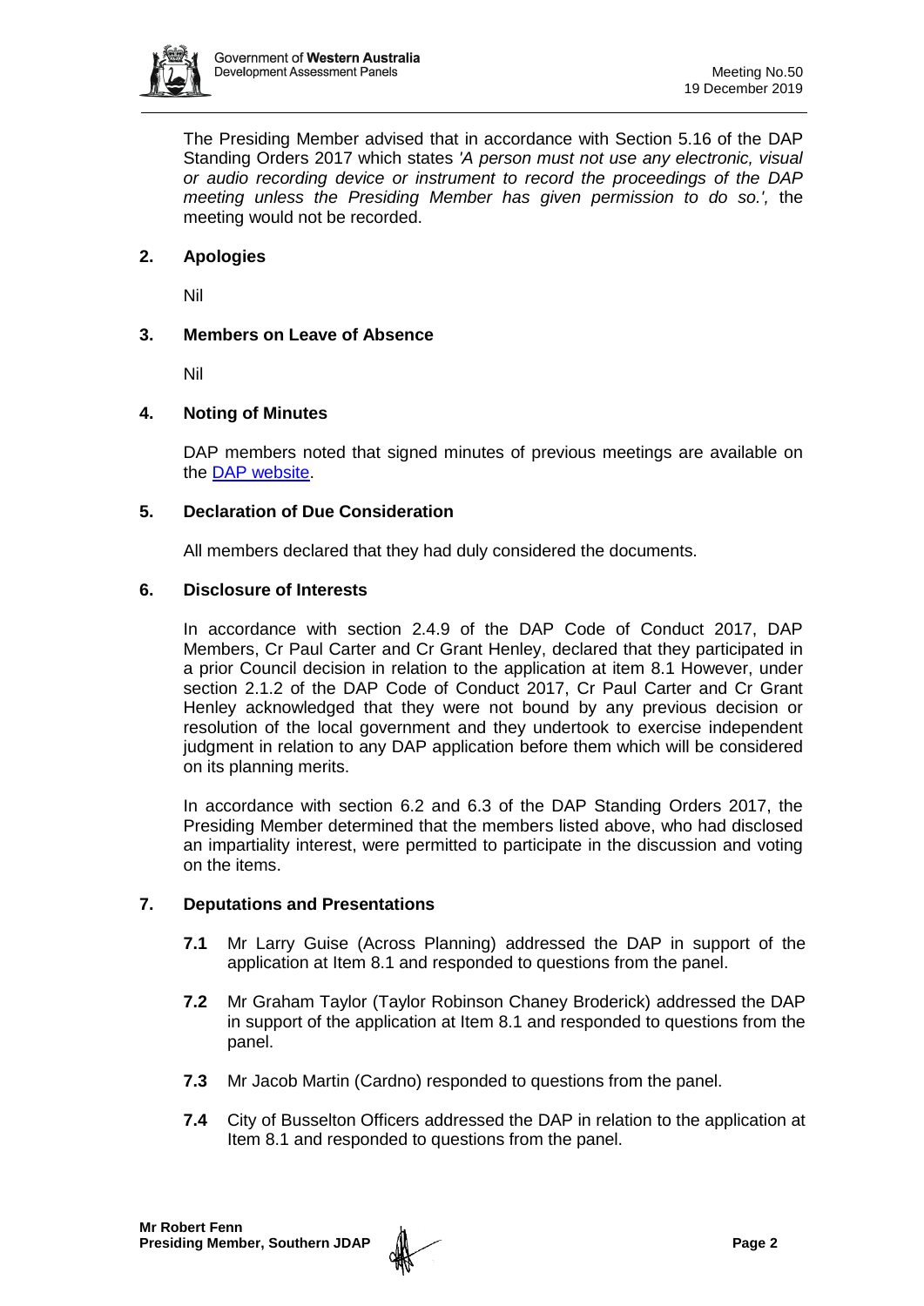The Presiding Member advised that in accordance with Section 5.16 of the DAP Standing Orders 2017 which states *'A person must not use any electronic, visual or audio recording device or instrument to record the proceedings of the DAP meeting unless the Presiding Member has given permission to do so.',* the meeting would not be recorded.

## 2. Apologies

Nil

## 3. Members on Leave of Absence

Nil

## 4. Noting of Minutes

DAP members noted that signed minutes of previous meetings are available on the [DAP website](#).

## 5. Declaration of Due Consideration

All members declared that they had duly considered the documents.

## 6. Disclosure of Interests

In accordance with section 2.4.9 of the DAP Code of Conduct 2017, DAP Members, Cr Paul Carter and Cr Grant Henley, declared that they participated in a prior Council decision in relation to the application at item 8.1 However, under section 2.1.2 of the DAP Code of Conduct 2017, Cr Paul Carter and Cr Grant Henley acknowledged that they were not bound by any previous decision or resolution of the local government and they undertook to exercise independent judgment in relation to any DAP application before them which will be considered on its planning merits.

In accordance with section 6.2 and 6.3 of the DAP Standing Orders 2017, the Presiding Member determined that the members listed above, who had disclosed an impartiality interest, were permitted to participate in the discussion and voting on the items.

## 7. Deputations and Presentations

**7.1** Mr Larry Guise (Across Planning) addressed the DAP in support of the application at Item 8.1 and responded to questions from the panel.

**7.2** Mr Graham Taylor (Taylor Robinson Chaney Broderick) addressed the DAP in support of the application at Item 8.1 and responded to questions from the panel.

**7.3** Mr Jacob Martin (Cardno) responded to questions from the panel.

**7.4** City of Busselton Officers addressed the DAP in relation to the application at Item 8.1 and responded to questions from the panel.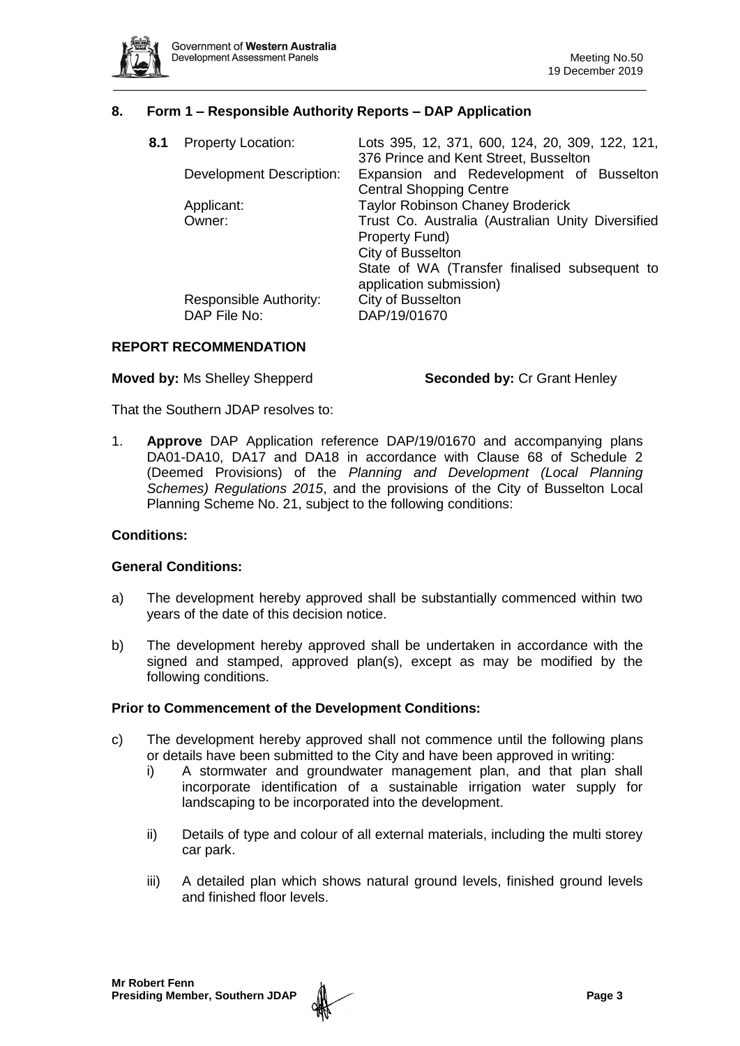## 8. Form 1 – Responsible Authority Reports – DAP Application

**8.1**

| | |
|---|---|
| Property Location: | Lots 395, 12, 371, 600, 124, 20, 309, 122, 121, 376 Prince and Kent Street, Busselton |
| Development Description: | Expansion and Redevelopment of Busselton Central Shopping Centre |
| Applicant: | Taylor Robinson Chaney Broderick |
| Owner: | Trust Co. Australia (Australian Unity Diversified Property Fund)<br>City of Busselton<br>State of WA (Transfer finalised subsequent to application submission) |
| Responsible Authority: | City of Busselton |
| DAP File No: | DAP/19/01670 |

### REPORT RECOMMENDATION

**Moved by:** Ms Shelley Shepperd  **Seconded by:** Cr Grant Henley

That the Southern JDAP resolves to:

1. **Approve** DAP Application reference DAP/19/01670 and accompanying plans DA01-DA10, DA17 and DA18 in accordance with Clause 68 of Schedule 2 (Deemed Provisions) of the *Planning and Development (Local Planning Schemes) Regulations 2015*, and the provisions of the City of Busselton Local Planning Scheme No. 21, subject to the following conditions:

### Conditions:

### General Conditions:

a) The development hereby approved shall be substantially commenced within two years of the date of this decision notice.

b) The development hereby approved shall be undertaken in accordance with the signed and stamped, approved plan(s), except as may be modified by the following conditions.

### Prior to Commencement of the Development Conditions:

c) The development hereby approved shall not commence until the following plans or details have been submitted to the City and have been approved in writing:
   i) A stormwater and groundwater management plan, and that plan shall incorporate identification of a sustainable irrigation water supply for landscaping to be incorporated into the development.

   ii) Details of type and colour of all external materials, including the multi storey car park.

   iii) A detailed plan which shows natural ground levels, finished ground levels and finished floor levels.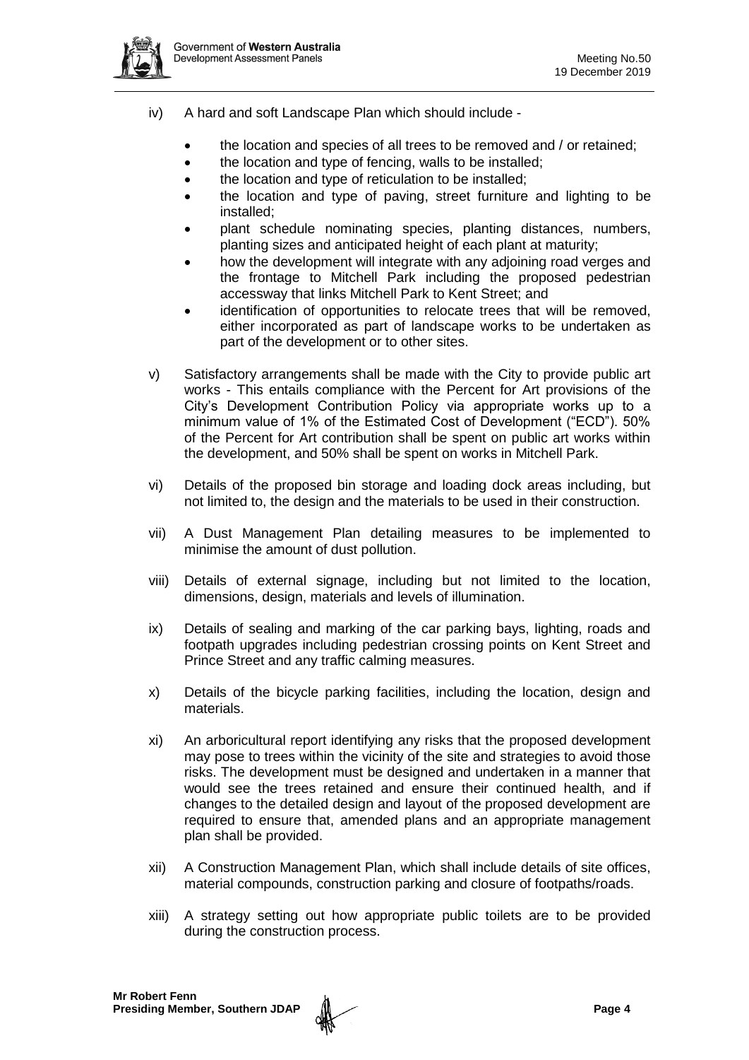iv) A hard and soft Landscape Plan which should include -

- the location and species of all trees to be removed and / or retained;
- the location and type of fencing, walls to be installed;
- the location and type of reticulation to be installed;
- the location and type of paving, street furniture and lighting to be installed;
- plant schedule nominating species, planting distances, numbers, planting sizes and anticipated height of each plant at maturity;
- how the development will integrate with any adjoining road verges and the frontage to Mitchell Park including the proposed pedestrian accessway that links Mitchell Park to Kent Street; and
- identification of opportunities to relocate trees that will be removed, either incorporated as part of landscape works to be undertaken as part of the development or to other sites.

v) Satisfactory arrangements shall be made with the City to provide public art works - This entails compliance with the Percent for Art provisions of the City's Development Contribution Policy via appropriate works up to a minimum value of 1% of the Estimated Cost of Development ("ECD"). 50% of the Percent for Art contribution shall be spent on public art works within the development, and 50% shall be spent on works in Mitchell Park.

vi) Details of the proposed bin storage and loading dock areas including, but not limited to, the design and the materials to be used in their construction.

vii) A Dust Management Plan detailing measures to be implemented to minimise the amount of dust pollution.

viii) Details of external signage, including but not limited to the location, dimensions, design, materials and levels of illumination.

ix) Details of sealing and marking of the car parking bays, lighting, roads and footpath upgrades including pedestrian crossing points on Kent Street and Prince Street and any traffic calming measures.

x) Details of the bicycle parking facilities, including the location, design and materials.

xi) An arboricultural report identifying any risks that the proposed development may pose to trees within the vicinity of the site and strategies to avoid those risks. The development must be designed and undertaken in a manner that would see the trees retained and ensure their continued health, and if changes to the detailed design and layout of the proposed development are required to ensure that, amended plans and an appropriate management plan shall be provided.

xii) A Construction Management Plan, which shall include details of site offices, material compounds, construction parking and closure of footpaths/roads.

xiii) A strategy setting out how appropriate public toilets are to be provided during the construction process.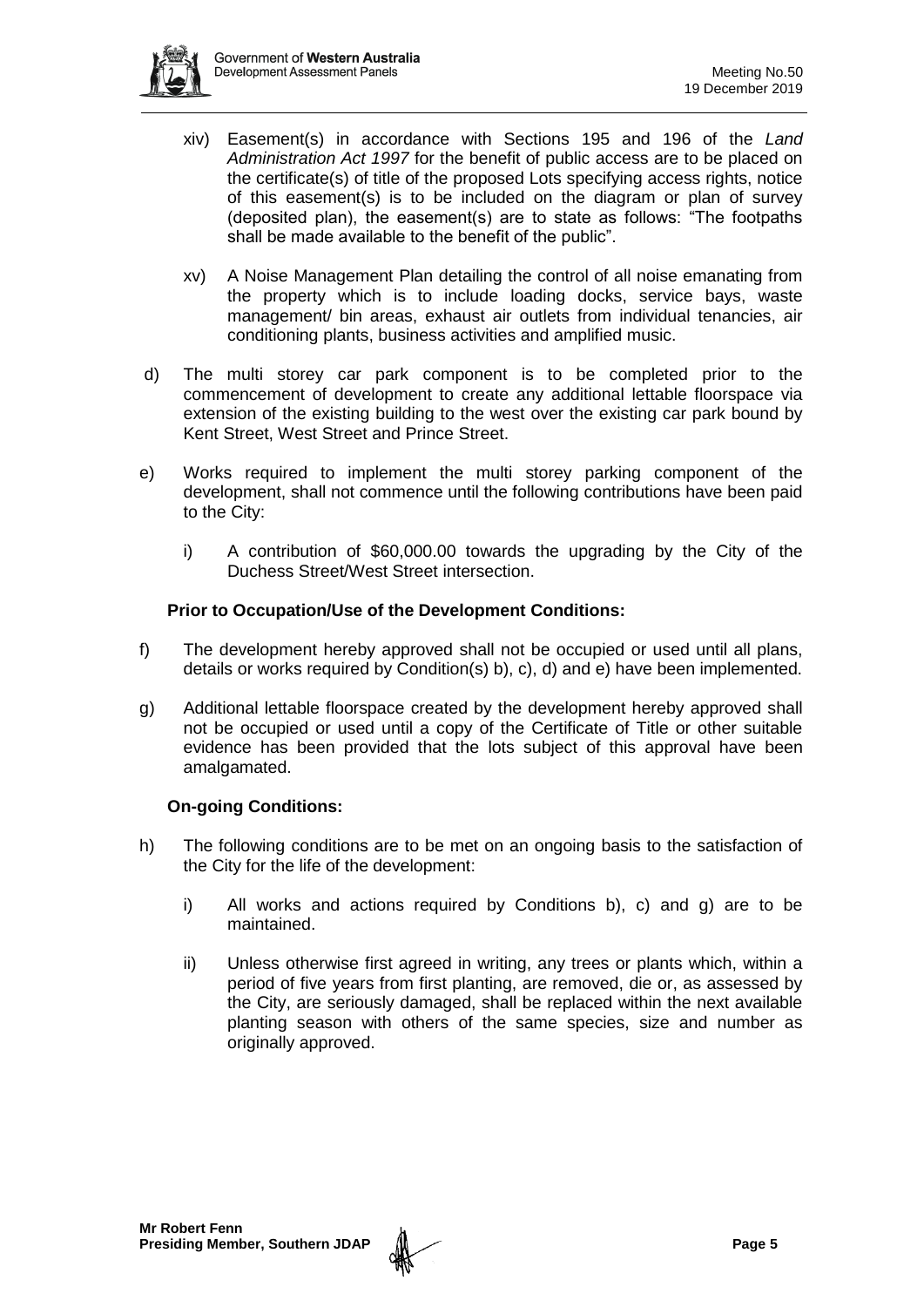xiv) Easement(s) in accordance with Sections 195 and 196 of the *Land Administration Act 1997* for the benefit of public access are to be placed on the certificate(s) of title of the proposed Lots specifying access rights, notice of this easement(s) is to be included on the diagram or plan of survey (deposited plan), the easement(s) are to state as follows: "The footpaths shall be made available to the benefit of the public".

xv) A Noise Management Plan detailing the control of all noise emanating from the property which is to include loading docks, service bays, waste management/ bin areas, exhaust air outlets from individual tenancies, air conditioning plants, business activities and amplified music.

d) The multi storey car park component is to be completed prior to the commencement of development to create any additional lettable floorspace via extension of the existing building to the west over the existing car park bound by Kent Street, West Street and Prince Street.

e) Works required to implement the multi storey parking component of the development, shall not commence until the following contributions have been paid to the City:

i) A contribution of $60,000.00 towards the upgrading by the City of the Duchess Street/West Street intersection.

**Prior to Occupation/Use of the Development Conditions:**

f) The development hereby approved shall not be occupied or used until all plans, details or works required by Condition(s) b), c), d) and e) have been implemented.

g) Additional lettable floorspace created by the development hereby approved shall not be occupied or used until a copy of the Certificate of Title or other suitable evidence has been provided that the lots subject of this approval have been amalgamated.

**On-going Conditions:**

h) The following conditions are to be met on an ongoing basis to the satisfaction of the City for the life of the development:

i) All works and actions required by Conditions b), c) and g) are to be maintained.

ii) Unless otherwise first agreed in writing, any trees or plants which, within a period of five years from first planting, are removed, die or, as assessed by the City, are seriously damaged, shall be replaced within the next available planting season with others of the same species, size and number as originally approved.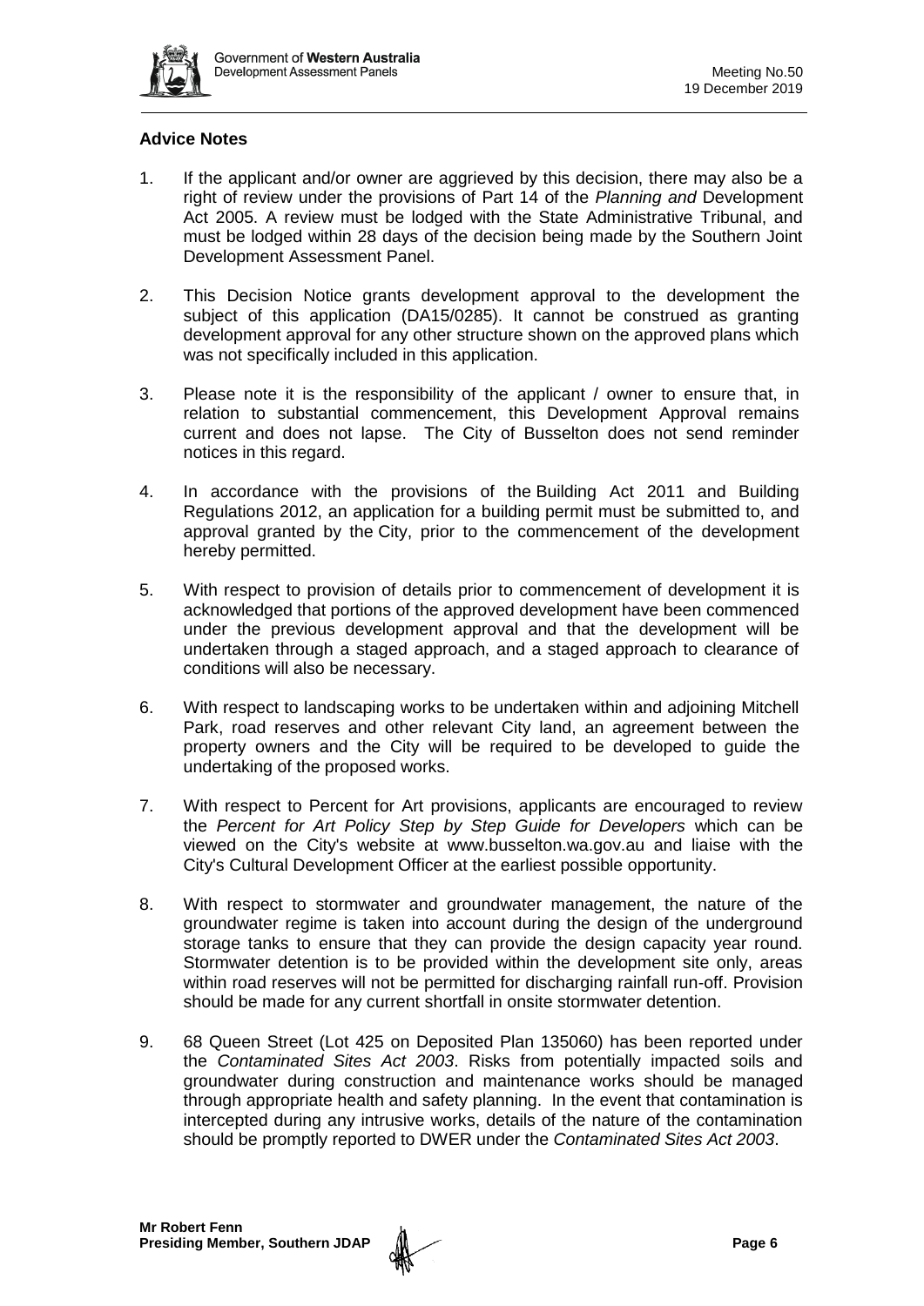**Advice Notes**

1. If the applicant and/or owner are aggrieved by this decision, there may also be a right of review under the provisions of Part 14 of the *Planning and* Development Act 2005. A review must be lodged with the State Administrative Tribunal, and must be lodged within 28 days of the decision being made by the Southern Joint Development Assessment Panel.

2. This Decision Notice grants development approval to the development the subject of this application (DA15/0285). It cannot be construed as granting development approval for any other structure shown on the approved plans which was not specifically included in this application.

3. Please note it is the responsibility of the applicant / owner to ensure that, in relation to substantial commencement, this Development Approval remains current and does not lapse. The City of Busselton does not send reminder notices in this regard.

4. In accordance with the provisions of the Building Act 2011 and Building Regulations 2012, an application for a building permit must be submitted to, and approval granted by the City, prior to the commencement of the development hereby permitted.

5. With respect to provision of details prior to commencement of development it is acknowledged that portions of the approved development have been commenced under the previous development approval and that the development will be undertaken through a staged approach, and a staged approach to clearance of conditions will also be necessary.

6. With respect to landscaping works to be undertaken within and adjoining Mitchell Park, road reserves and other relevant City land, an agreement between the property owners and the City will be required to be developed to guide the undertaking of the proposed works.

7. With respect to Percent for Art provisions, applicants are encouraged to review the *Percent for Art Policy Step by Step Guide for Developers* which can be viewed on the City's website at www.busselton.wa.gov.au and liaise with the City's Cultural Development Officer at the earliest possible opportunity.

8. With respect to stormwater and groundwater management, the nature of the groundwater regime is taken into account during the design of the underground storage tanks to ensure that they can provide the design capacity year round. Stormwater detention is to be provided within the development site only, areas within road reserves will not be permitted for discharging rainfall run-off. Provision should be made for any current shortfall in onsite stormwater detention.

9. 68 Queen Street (Lot 425 on Deposited Plan 135060) has been reported under the *Contaminated Sites Act 2003*. Risks from potentially impacted soils and groundwater during construction and maintenance works should be managed through appropriate health and safety planning. In the event that contamination is intercepted during any intrusive works, details of the nature of the contamination should be promptly reported to DWER under the *Contaminated Sites Act 2003*.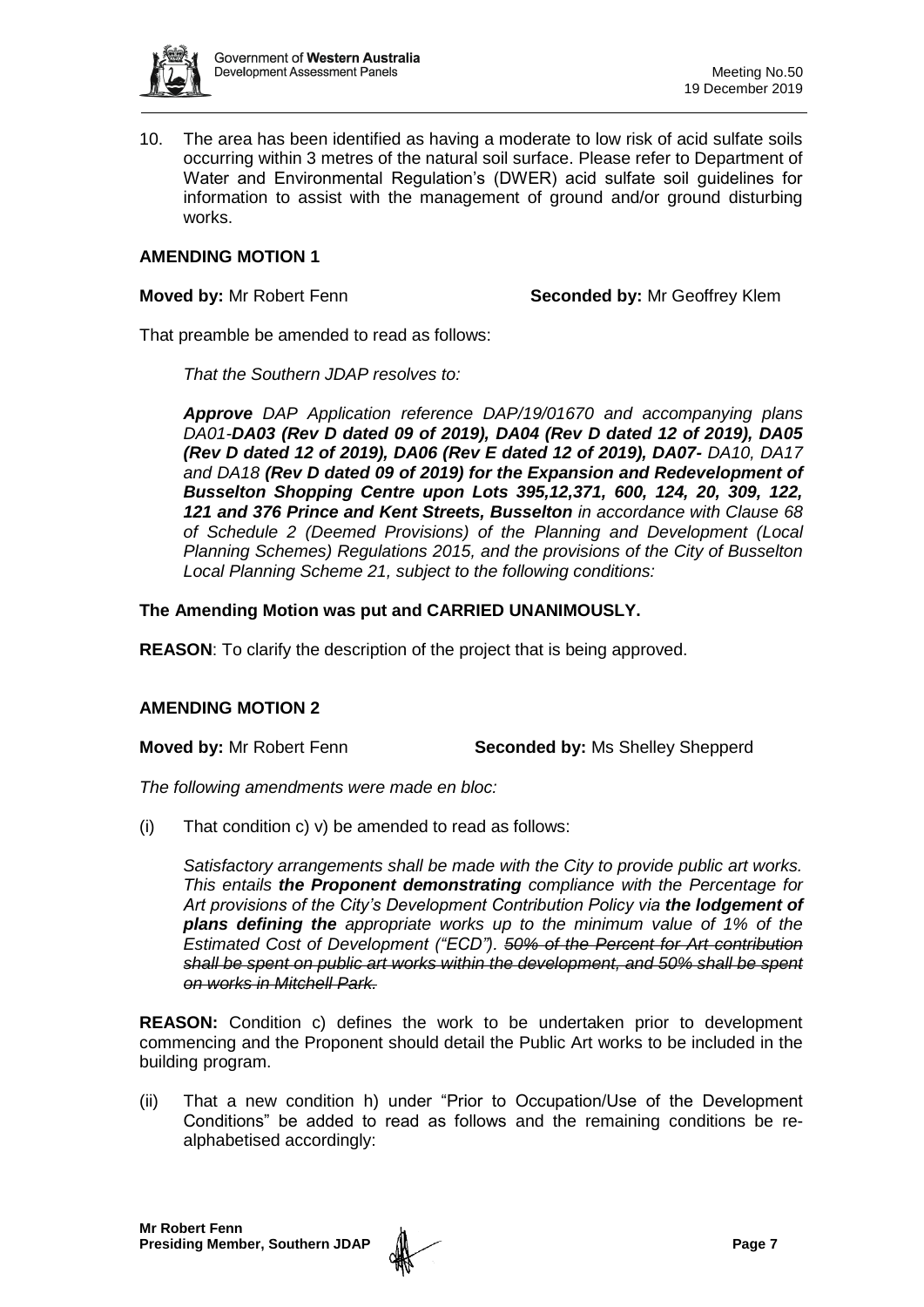10. The area has been identified as having a moderate to low risk of acid sulfate soils occurring within 3 metres of the natural soil surface. Please refer to Department of Water and Environmental Regulation's (DWER) acid sulfate soil guidelines for information to assist with the management of ground and/or ground disturbing works.

**AMENDING MOTION 1**

**Moved by:** Mr Robert Fenn **Seconded by:** Mr Geoffrey Klem

That preamble be amended to read as follows:

*That the Southern JDAP resolves to:*

***Approve*** *DAP Application reference DAP/19/01670 and accompanying plans DA01-**DA03 (Rev D dated 09 of 2019), DA04 (Rev D dated 12 of 2019), DA05 (Rev D dated 12 of 2019), DA06 (Rev E dated 12 of 2019), DA07-** DA10, DA17 and DA18 **(Rev D dated 09 of 2019) for the Expansion and Redevelopment of Busselton Shopping Centre upon Lots 395,12,371, 600, 124, 20, 309, 122, 121 and 376 Prince and Kent Streets, Busselton** in accordance with Clause 68 of Schedule 2 (Deemed Provisions) of the Planning and Development (Local Planning Schemes) Regulations 2015, and the provisions of the City of Busselton Local Planning Scheme 21, subject to the following conditions:*

**The Amending Motion was put and CARRIED UNANIMOUSLY.**

**REASON**: To clarify the description of the project that is being approved.

**AMENDING MOTION 2**

**Moved by:** Mr Robert Fenn **Seconded by:** Ms Shelley Shepperd

*The following amendments were made en bloc:*

(i) That condition c) v) be amended to read as follows:

*Satisfactory arrangements shall be made with the City to provide public art works. This entails **the Proponent demonstrating** compliance with the Percentage for Art provisions of the City's Development Contribution Policy via **the lodgement of plans defining the** appropriate works up to the minimum value of 1% of the Estimated Cost of Development ("ECD"). ~~50% of the Percent for Art contribution shall be spent on public art works within the development, and 50% shall be spent on works in Mitchell Park.~~*

**REASON:** Condition c) defines the work to be undertaken prior to development commencing and the Proponent should detail the Public Art works to be included in the building program.

(ii) That a new condition h) under "Prior to Occupation/Use of the Development Conditions" be added to read as follows and the remaining conditions be re-alphabetised accordingly: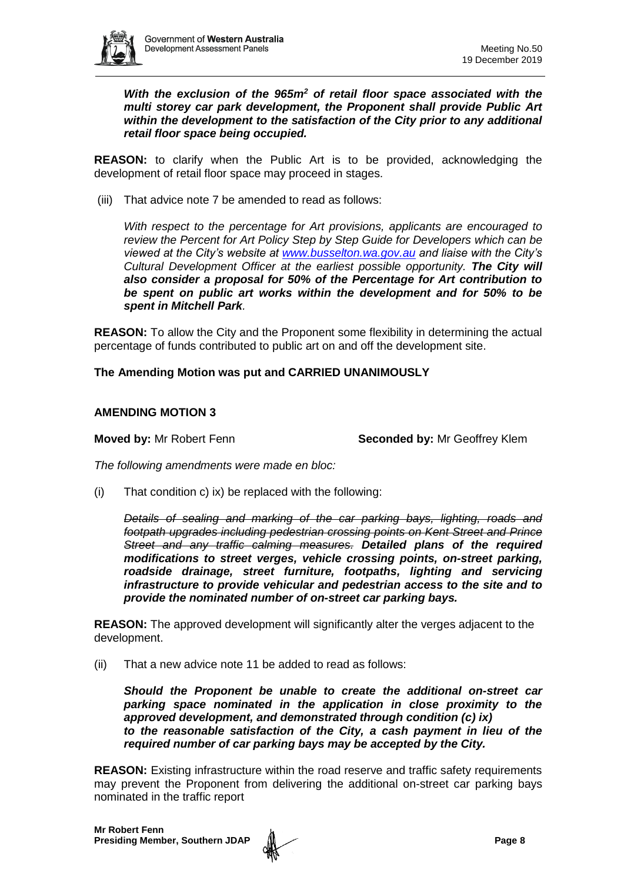***With the exclusion of the 965m$^2$ of retail floor space associated with the multi storey car park development, the Proponent shall provide Public Art within the development to the satisfaction of the City prior to any additional retail floor space being occupied.***

**REASON:** to clarify when the Public Art is to be provided, acknowledging the development of retail floor space may proceed in stages.

(iii) That advice note 7 be amended to read as follows:

*With respect to the percentage for Art provisions, applicants are encouraged to review the Percent for Art Policy Step by Step Guide for Developers which can be viewed at the City's website at [www.busselton.wa.gov.au](www.busselton.wa.gov.au) and liaise with the City's Cultural Development Officer at the earliest possible opportunity.* ***The City will also consider a proposal for 50% of the Percentage for Art contribution to be spent on public art works within the development and for 50% to be spent in Mitchell Park****.*

**REASON:** To allow the City and the Proponent some flexibility in determining the actual percentage of funds contributed to public art on and off the development site.

**The Amending Motion was put and CARRIED UNANIMOUSLY**

**AMENDING MOTION 3**

**Moved by:** Mr Robert Fenn **Seconded by:** Mr Geoffrey Klem

*The following amendments were made en bloc:*

(i) That condition c) ix) be replaced with the following:

~~*Details of sealing and marking of the car parking bays, lighting, roads and footpath upgrades including pedestrian crossing points on Kent Street and Prince Street and any traffic calming measures.*~~ ***Detailed plans of the required modifications to street verges, vehicle crossing points, on-street parking, roadside drainage, street furniture, footpaths, lighting and servicing infrastructure to provide vehicular and pedestrian access to the site and to provide the nominated number of on-street car parking bays.***

**REASON:** The approved development will significantly alter the verges adjacent to the development.

(ii) That a new advice note 11 be added to read as follows:

***Should the Proponent be unable to create the additional on-street car parking space nominated in the application in close proximity to the approved development, and demonstrated through condition (c) ix) to the reasonable satisfaction of the City, a cash payment in lieu of the required number of car parking bays may be accepted by the City.***

**REASON:** Existing infrastructure within the road reserve and traffic safety requirements may prevent the Proponent from delivering the additional on-street car parking bays nominated in the traffic report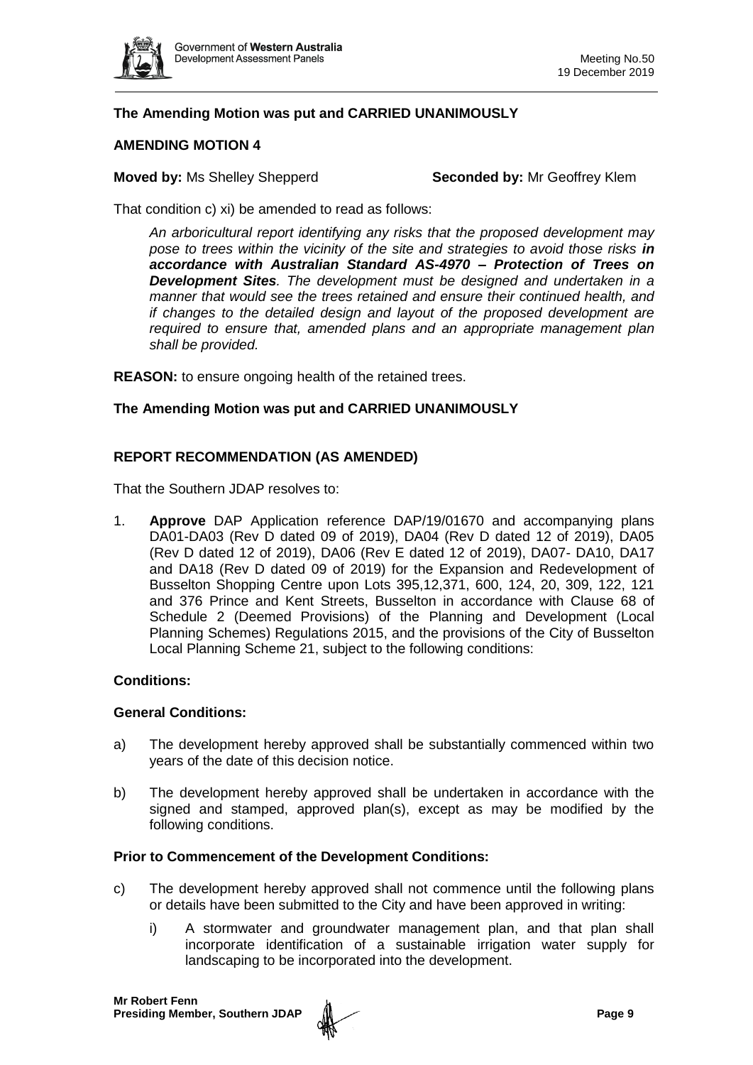**The Amending Motion was put and CARRIED UNANIMOUSLY**

**AMENDING MOTION 4**

**Moved by:** Ms Shelley Shepperd **Seconded by:** Mr Geoffrey Klem

That condition c) xi) be amended to read as follows:

*An arboricultural report identifying any risks that the proposed development may pose to trees within the vicinity of the site and strategies to avoid those risks **in accordance with Australian Standard AS-4970 – Protection of Trees on Development Sites**. The development must be designed and undertaken in a manner that would see the trees retained and ensure their continued health, and if changes to the detailed design and layout of the proposed development are required to ensure that, amended plans and an appropriate management plan shall be provided.*

**REASON:** to ensure ongoing health of the retained trees.

**The Amending Motion was put and CARRIED UNANIMOUSLY**

**REPORT RECOMMENDATION (AS AMENDED)**

That the Southern JDAP resolves to:

1. **Approve** DAP Application reference DAP/19/01670 and accompanying plans DA01-DA03 (Rev D dated 09 of 2019), DA04 (Rev D dated 12 of 2019), DA05 (Rev D dated 12 of 2019), DA06 (Rev E dated 12 of 2019), DA07- DA10, DA17 and DA18 (Rev D dated 09 of 2019) for the Expansion and Redevelopment of Busselton Shopping Centre upon Lots 395,12,371, 600, 124, 20, 309, 122, 121 and 376 Prince and Kent Streets, Busselton in accordance with Clause 68 of Schedule 2 (Deemed Provisions) of the Planning and Development (Local Planning Schemes) Regulations 2015, and the provisions of the City of Busselton Local Planning Scheme 21, subject to the following conditions:

**Conditions:**

**General Conditions:**

a) The development hereby approved shall be substantially commenced within two years of the date of this decision notice.

b) The development hereby approved shall be undertaken in accordance with the signed and stamped, approved plan(s), except as may be modified by the following conditions.

**Prior to Commencement of the Development Conditions:**

c) The development hereby approved shall not commence until the following plans or details have been submitted to the City and have been approved in writing:

   i) A stormwater and groundwater management plan, and that plan shall incorporate identification of a sustainable irrigation water supply for landscaping to be incorporated into the development.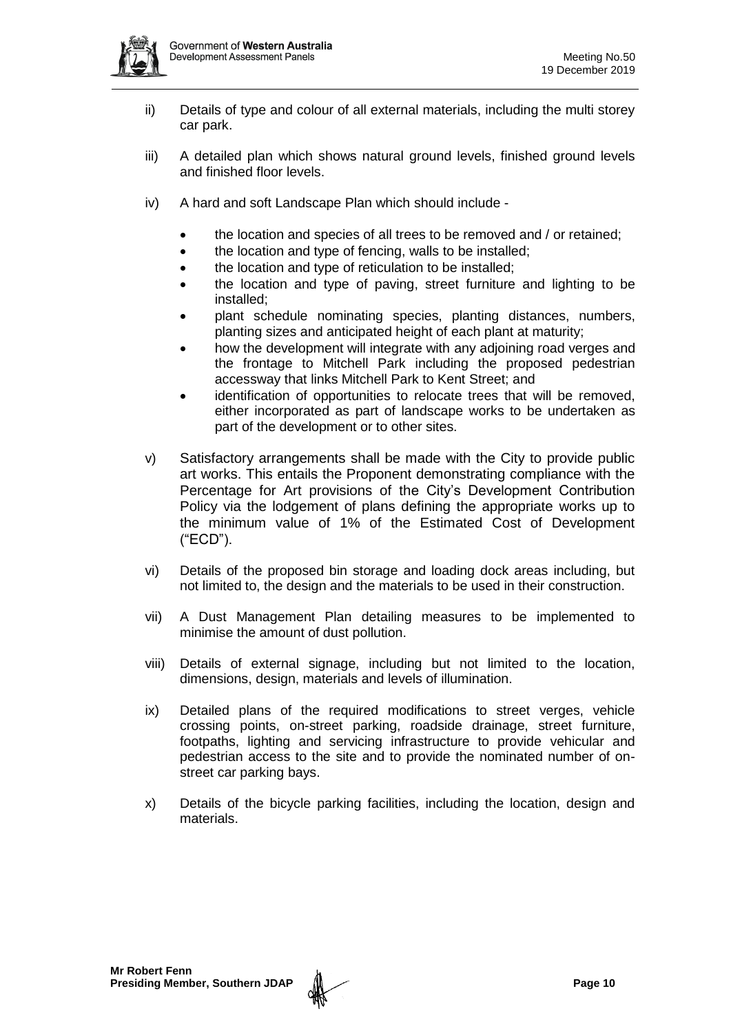ii) Details of type and colour of all external materials, including the multi storey car park.

iii) A detailed plan which shows natural ground levels, finished ground levels and finished floor levels.

iv) A hard and soft Landscape Plan which should include -

- the location and species of all trees to be removed and / or retained;
- the location and type of fencing, walls to be installed;
- the location and type of reticulation to be installed;
- the location and type of paving, street furniture and lighting to be installed;
- plant schedule nominating species, planting distances, numbers, planting sizes and anticipated height of each plant at maturity;
- how the development will integrate with any adjoining road verges and the frontage to Mitchell Park including the proposed pedestrian accessway that links Mitchell Park to Kent Street; and
- identification of opportunities to relocate trees that will be removed, either incorporated as part of landscape works to be undertaken as part of the development or to other sites.

v) Satisfactory arrangements shall be made with the City to provide public art works. This entails the Proponent demonstrating compliance with the Percentage for Art provisions of the City's Development Contribution Policy via the lodgement of plans defining the appropriate works up to the minimum value of 1% of the Estimated Cost of Development ("ECD").

vi) Details of the proposed bin storage and loading dock areas including, but not limited to, the design and the materials to be used in their construction.

vii) A Dust Management Plan detailing measures to be implemented to minimise the amount of dust pollution.

viii) Details of external signage, including but not limited to the location, dimensions, design, materials and levels of illumination.

ix) Detailed plans of the required modifications to street verges, vehicle crossing points, on-street parking, roadside drainage, street furniture, footpaths, lighting and servicing infrastructure to provide vehicular and pedestrian access to the site and to provide the nominated number of on-street car parking bays.

x) Details of the bicycle parking facilities, including the location, design and materials.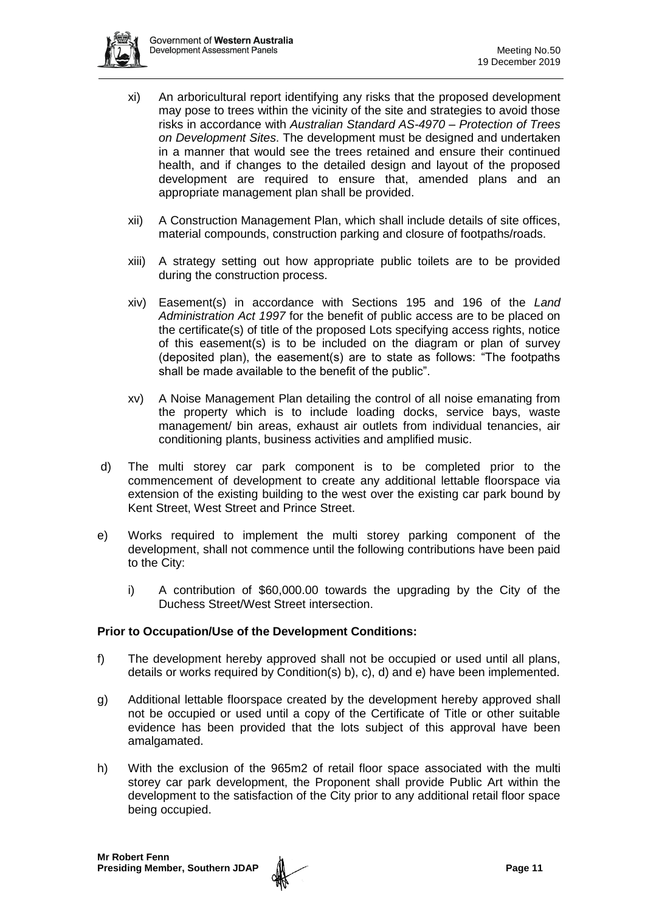xi) An arboricultural report identifying any risks that the proposed development may pose to trees within the vicinity of the site and strategies to avoid those risks in accordance with *Australian Standard AS-4970 – Protection of Trees on Development Sites*. The development must be designed and undertaken in a manner that would see the trees retained and ensure their continued health, and if changes to the detailed design and layout of the proposed development are required to ensure that, amended plans and an appropriate management plan shall be provided.

xii) A Construction Management Plan, which shall include details of site offices, material compounds, construction parking and closure of footpaths/roads.

xiii) A strategy setting out how appropriate public toilets are to be provided during the construction process.

xiv) Easement(s) in accordance with Sections 195 and 196 of the *Land Administration Act 1997* for the benefit of public access are to be placed on the certificate(s) of title of the proposed Lots specifying access rights, notice of this easement(s) is to be included on the diagram or plan of survey (deposited plan), the easement(s) are to state as follows: "The footpaths shall be made available to the benefit of the public".

xv) A Noise Management Plan detailing the control of all noise emanating from the property which is to include loading docks, service bays, waste management/ bin areas, exhaust air outlets from individual tenancies, air conditioning plants, business activities and amplified music.

d) The multi storey car park component is to be completed prior to the commencement of development to create any additional lettable floorspace via extension of the existing building to the west over the existing car park bound by Kent Street, West Street and Prince Street.

e) Works required to implement the multi storey parking component of the development, shall not commence until the following contributions have been paid to the City:

   i) A contribution of $60,000.00 towards the upgrading by the City of the Duchess Street/West Street intersection.

**Prior to Occupation/Use of the Development Conditions:**

f) The development hereby approved shall not be occupied or used until all plans, details or works required by Condition(s) b), c), d) and e) have been implemented.

g) Additional lettable floorspace created by the development hereby approved shall not be occupied or used until a copy of the Certificate of Title or other suitable evidence has been provided that the lots subject of this approval have been amalgamated.

h) With the exclusion of the 965m2 of retail floor space associated with the multi storey car park development, the Proponent shall provide Public Art within the development to the satisfaction of the City prior to any additional retail floor space being occupied.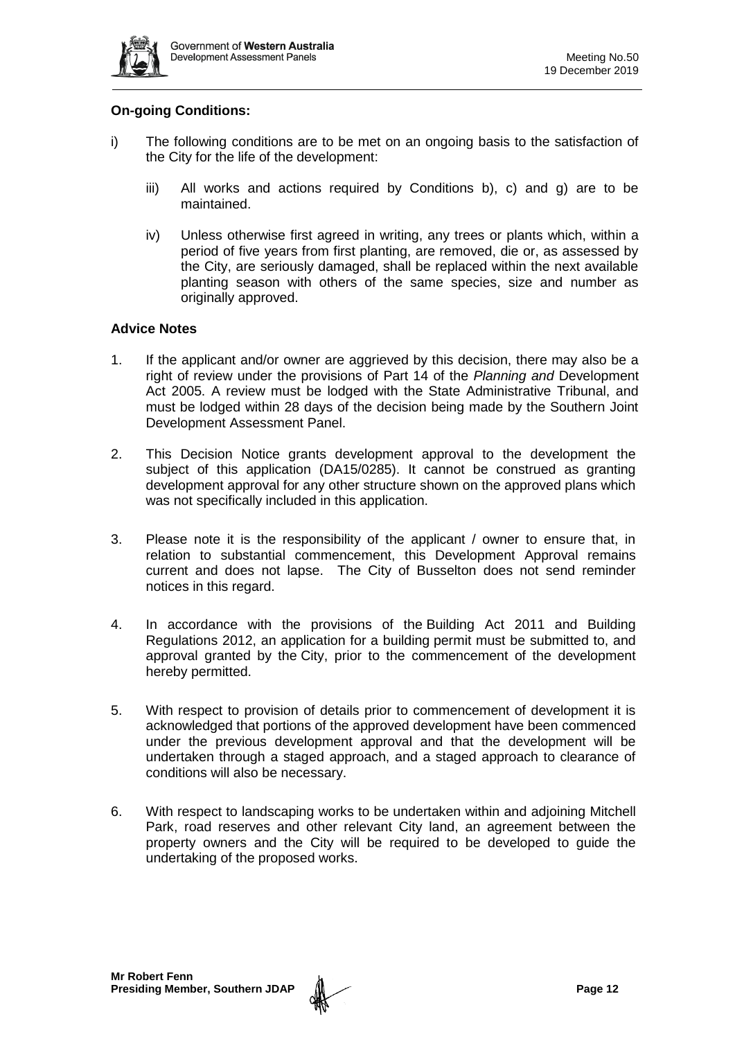**On-going Conditions:**

i) The following conditions are to be met on an ongoing basis to the satisfaction of the City for the life of the development:

   iii) All works and actions required by Conditions b), c) and g) are to be maintained.

   iv) Unless otherwise first agreed in writing, any trees or plants which, within a period of five years from first planting, are removed, die or, as assessed by the City, are seriously damaged, shall be replaced within the next available planting season with others of the same species, size and number as originally approved.

**Advice Notes**

1. If the applicant and/or owner are aggrieved by this decision, there may also be a right of review under the provisions of Part 14 of the *Planning and* Development Act 2005. A review must be lodged with the State Administrative Tribunal, and must be lodged within 28 days of the decision being made by the Southern Joint Development Assessment Panel.

2. This Decision Notice grants development approval to the development the subject of this application (DA15/0285). It cannot be construed as granting development approval for any other structure shown on the approved plans which was not specifically included in this application.

3. Please note it is the responsibility of the applicant / owner to ensure that, in relation to substantial commencement, this Development Approval remains current and does not lapse. The City of Busselton does not send reminder notices in this regard.

4. In accordance with the provisions of the Building Act 2011 and Building Regulations 2012, an application for a building permit must be submitted to, and approval granted by the City, prior to the commencement of the development hereby permitted.

5. With respect to provision of details prior to commencement of development it is acknowledged that portions of the approved development have been commenced under the previous development approval and that the development will be undertaken through a staged approach, and a staged approach to clearance of conditions will also be necessary.

6. With respect to landscaping works to be undertaken within and adjoining Mitchell Park, road reserves and other relevant City land, an agreement between the property owners and the City will be required to be developed to guide the undertaking of the proposed works.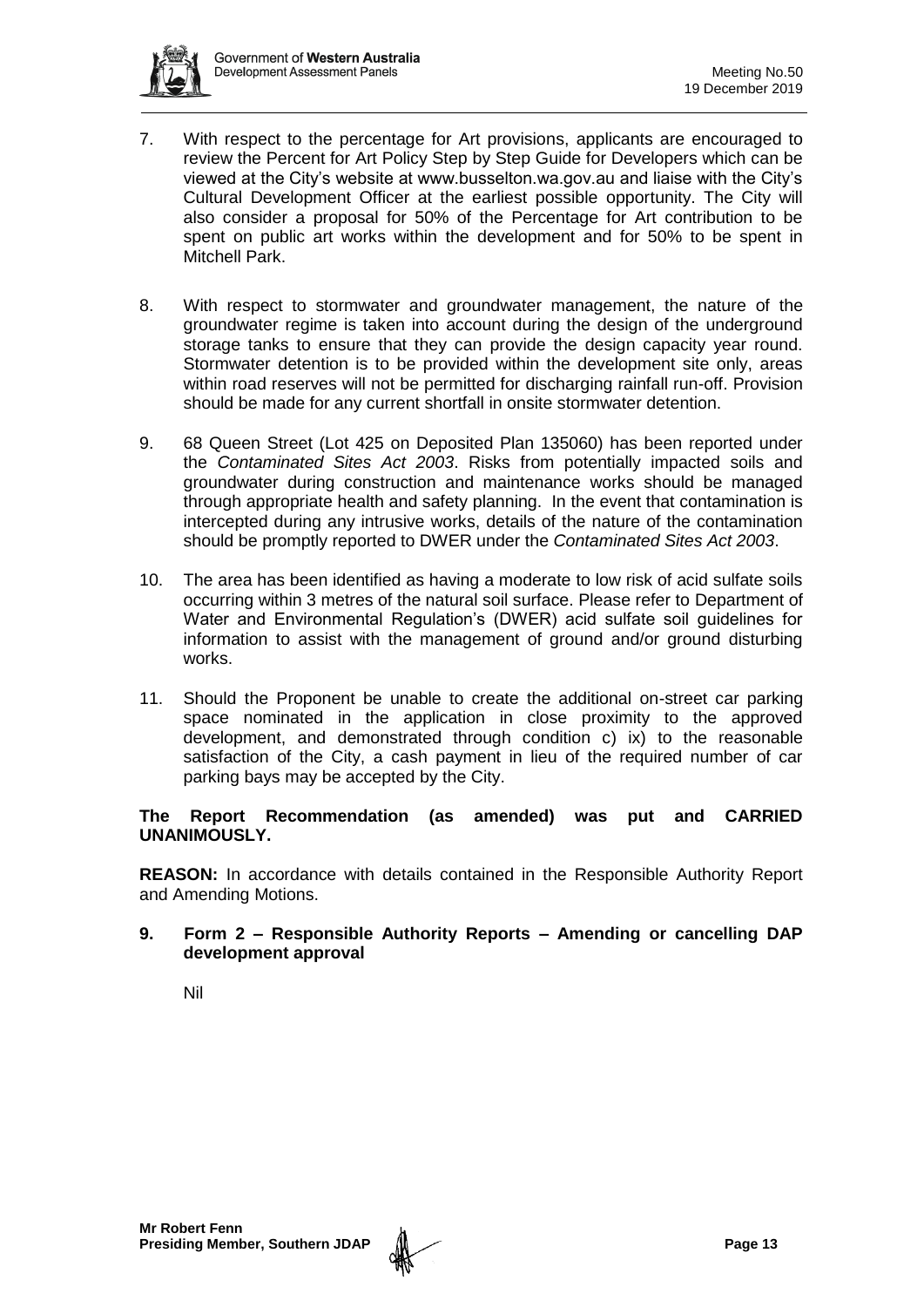7. With respect to the percentage for Art provisions, applicants are encouraged to review the Percent for Art Policy Step by Step Guide for Developers which can be viewed at the City's website at www.busselton.wa.gov.au and liaise with the City's Cultural Development Officer at the earliest possible opportunity. The City will also consider a proposal for 50% of the Percentage for Art contribution to be spent on public art works within the development and for 50% to be spent in Mitchell Park.

8. With respect to stormwater and groundwater management, the nature of the groundwater regime is taken into account during the design of the underground storage tanks to ensure that they can provide the design capacity year round. Stormwater detention is to be provided within the development site only, areas within road reserves will not be permitted for discharging rainfall run-off. Provision should be made for any current shortfall in onsite stormwater detention.

9. 68 Queen Street (Lot 425 on Deposited Plan 135060) has been reported under the *Contaminated Sites Act 2003*. Risks from potentially impacted soils and groundwater during construction and maintenance works should be managed through appropriate health and safety planning. In the event that contamination is intercepted during any intrusive works, details of the nature of the contamination should be promptly reported to DWER under the *Contaminated Sites Act 2003*.

10. The area has been identified as having a moderate to low risk of acid sulfate soils occurring within 3 metres of the natural soil surface. Please refer to Department of Water and Environmental Regulation's (DWER) acid sulfate soil guidelines for information to assist with the management of ground and/or ground disturbing works.

11. Should the Proponent be unable to create the additional on-street car parking space nominated in the application in close proximity to the approved development, and demonstrated through condition c) ix) to the reasonable satisfaction of the City, a cash payment in lieu of the required number of car parking bays may be accepted by the City.

**The Report Recommendation (as amended) was put and CARRIED UNANIMOUSLY.**

**REASON:** In accordance with details contained in the Responsible Authority Report and Amending Motions.

## 9. Form 2 – Responsible Authority Reports – Amending or cancelling DAP development approval

Nil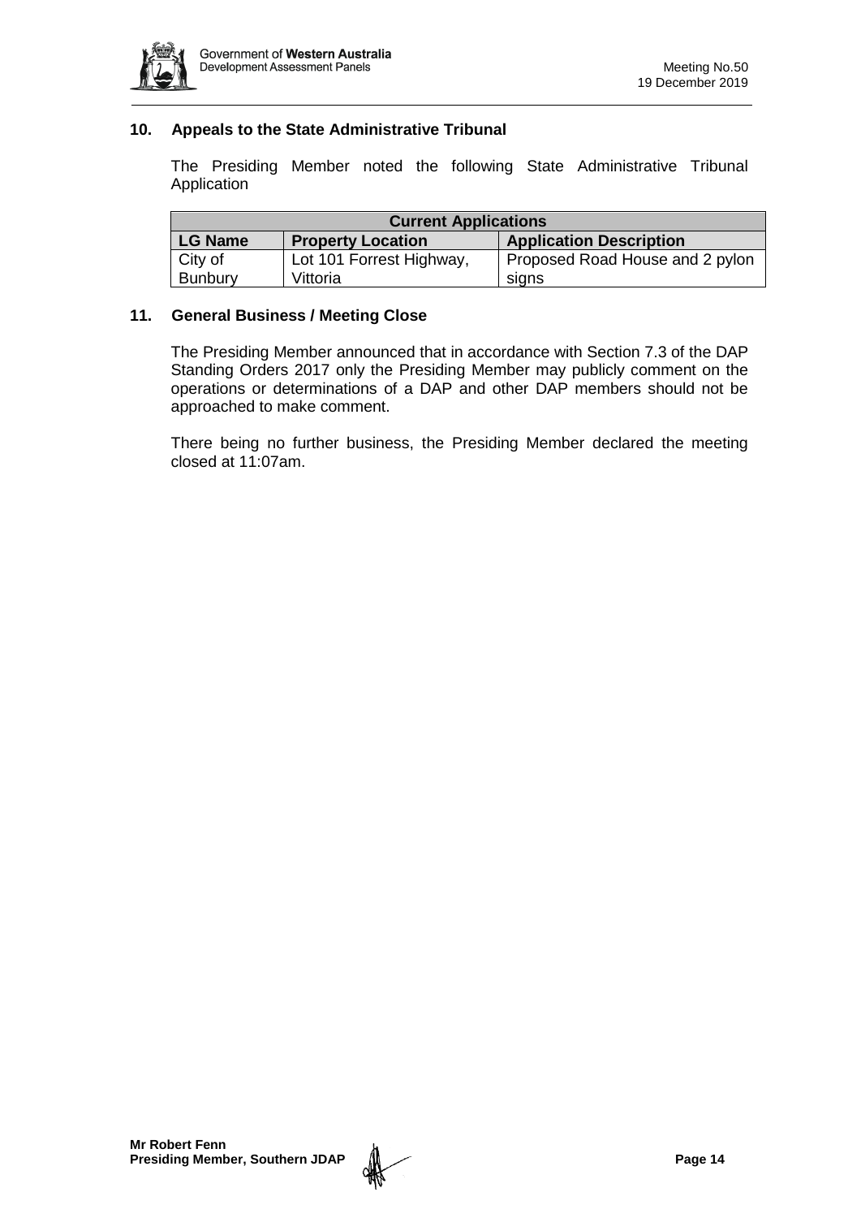## 10. Appeals to the State Administrative Tribunal

The Presiding Member noted the following State Administrative Tribunal Application

| Current Applications | | |
|---|---|---|
| **LG Name** | **Property Location** | **Application Description** |
| City of Bunbury | Lot 101 Forrest Highway, Vittoria | Proposed Road House and 2 pylon signs |

## 11. General Business / Meeting Close

The Presiding Member announced that in accordance with Section 7.3 of the DAP Standing Orders 2017 only the Presiding Member may publicly comment on the operations or determinations of a DAP and other DAP members should not be approached to make comment.

There being no further business, the Presiding Member declared the meeting closed at 11:07am.

**Mr Robert Fenn**
**Presiding Member, Southern JDAP**